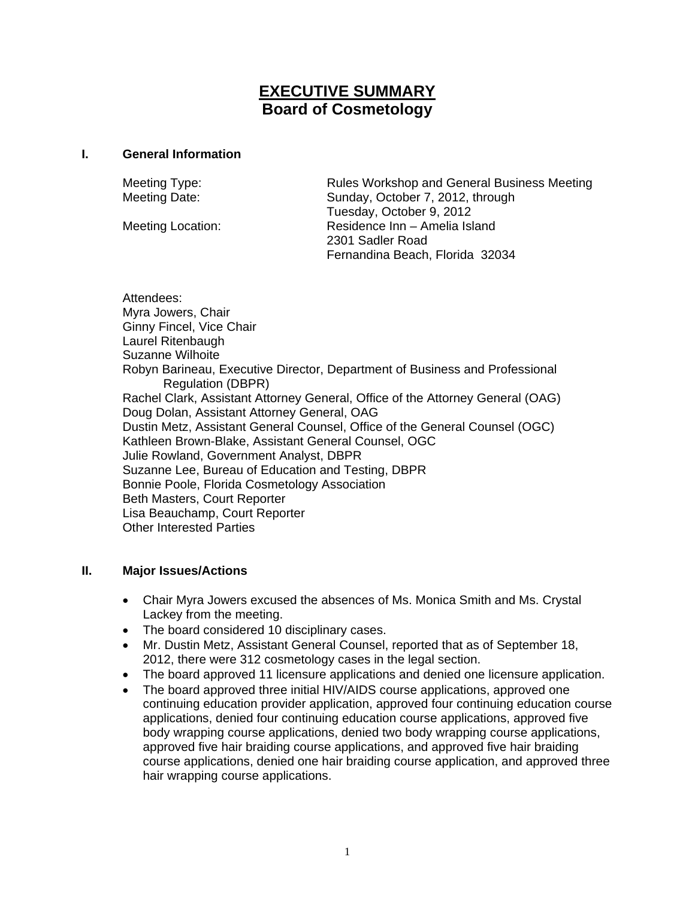# EXECUTIVE SUMMARY
## Board of Cosmetology

### I. General Information

Meeting Type: Rules Workshop and General Business Meeting

Meeting Date: Sunday, October 7, 2012, through Tuesday, October 9, 2012

Meeting Location: Residence Inn – Amelia Island
2301 Sadler Road
Fernandina Beach, Florida 32034

Attendees:
Myra Jowers, Chair
Ginny Fincel, Vice Chair
Laurel Ritenbaugh
Suzanne Wilhoite
Robyn Barineau, Executive Director, Department of Business and Professional Regulation (DBPR)
Rachel Clark, Assistant Attorney General, Office of the Attorney General (OAG)
Doug Dolan, Assistant Attorney General, OAG
Dustin Metz, Assistant General Counsel, Office of the General Counsel (OGC)
Kathleen Brown-Blake, Assistant General Counsel, OGC
Julie Rowland, Government Analyst, DBPR
Suzanne Lee, Bureau of Education and Testing, DBPR
Bonnie Poole, Florida Cosmetology Association
Beth Masters, Court Reporter
Lisa Beauchamp, Court Reporter
Other Interested Parties

### II. Major Issues/Actions

- Chair Myra Jowers excused the absences of Ms. Monica Smith and Ms. Crystal Lackey from the meeting.
- The board considered 10 disciplinary cases.
- Mr. Dustin Metz, Assistant General Counsel, reported that as of September 18, 2012, there were 312 cosmetology cases in the legal section.
- The board approved 11 licensure applications and denied one licensure application.
- The board approved three initial HIV/AIDS course applications, approved one continuing education provider application, approved four continuing education course applications, denied four continuing education course applications, approved five body wrapping course applications, denied two body wrapping course applications, approved five hair braiding course applications, and approved five hair braiding course applications, denied one hair braiding course application, and approved three hair wrapping course applications.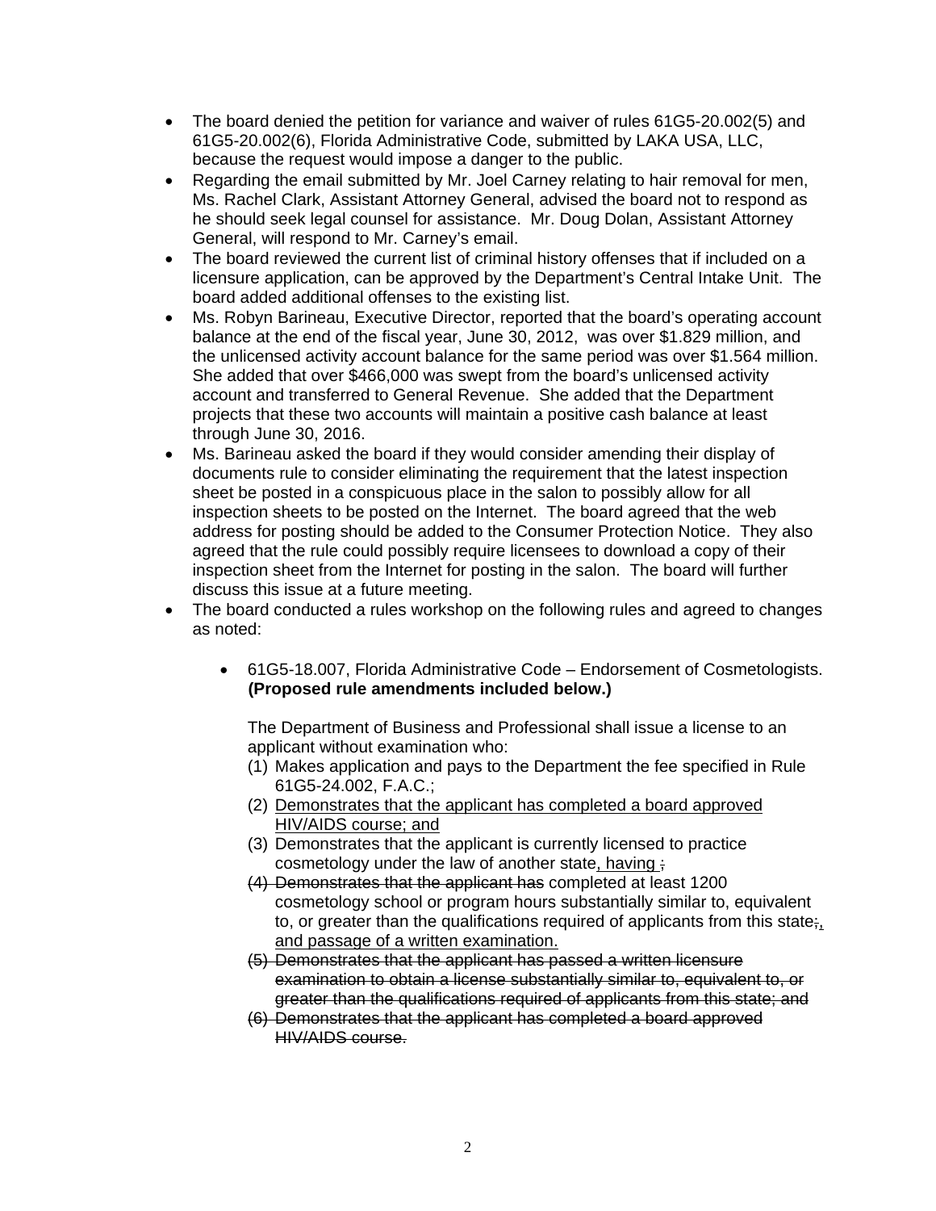- The board denied the petition for variance and waiver of rules 61G5-20.002(5) and 61G5-20.002(6), Florida Administrative Code, submitted by LAKA USA, LLC, because the request would impose a danger to the public.
- Regarding the email submitted by Mr. Joel Carney relating to hair removal for men, Ms. Rachel Clark, Assistant Attorney General, advised the board not to respond as he should seek legal counsel for assistance. Mr. Doug Dolan, Assistant Attorney General, will respond to Mr. Carney's email.
- The board reviewed the current list of criminal history offenses that if included on a licensure application, can be approved by the Department's Central Intake Unit. The board added additional offenses to the existing list.
- Ms. Robyn Barineau, Executive Director, reported that the board's operating account balance at the end of the fiscal year, June 30, 2012, was over $1.829 million, and the unlicensed activity account balance for the same period was over $1.564 million. She added that over $466,000 was swept from the board's unlicensed activity account and transferred to General Revenue. She added that the Department projects that these two accounts will maintain a positive cash balance at least through June 30, 2016.
- Ms. Barineau asked the board if they would consider amending their display of documents rule to consider eliminating the requirement that the latest inspection sheet be posted in a conspicuous place in the salon to possibly allow for all inspection sheets to be posted on the Internet. The board agreed that the web address for posting should be added to the Consumer Protection Notice. They also agreed that the rule could possibly require licensees to download a copy of their inspection sheet from the Internet for posting in the salon. The board will further discuss this issue at a future meeting.
- The board conducted a rules workshop on the following rules and agreed to changes as noted:

  - 61G5-18.007, Florida Administrative Code – Endorsement of Cosmetologists. **(Proposed rule amendments included below.)**

    The Department of Business and Professional shall issue a license to an applicant without examination who:

    (1) Makes application and pays to the Department the fee specified in Rule 61G5-24.002, F.A.C.;
    (2) <u>Demonstrates that the applicant has completed a board approved HIV/AIDS course; and</u>
    (3) Demonstrates that the applicant is currently licensed to practice cosmetology under the law of another state<u>, having</u> ~~;~~
    ~~(4) Demonstrates that the applicant has~~ completed at least 1200 cosmetology school or program hours substantially similar to, equivalent to, or greater than the qualifications required of applicants from this state~~;~~<u>, and passage of a written examination.</u>
    ~~(5) Demonstrates that the applicant has passed a written licensure examination to obtain a license substantially similar to, equivalent to, or greater than the qualifications required of applicants from this state; and~~
    ~~(6) Demonstrates that the applicant has completed a board approved HIV/AIDS course.~~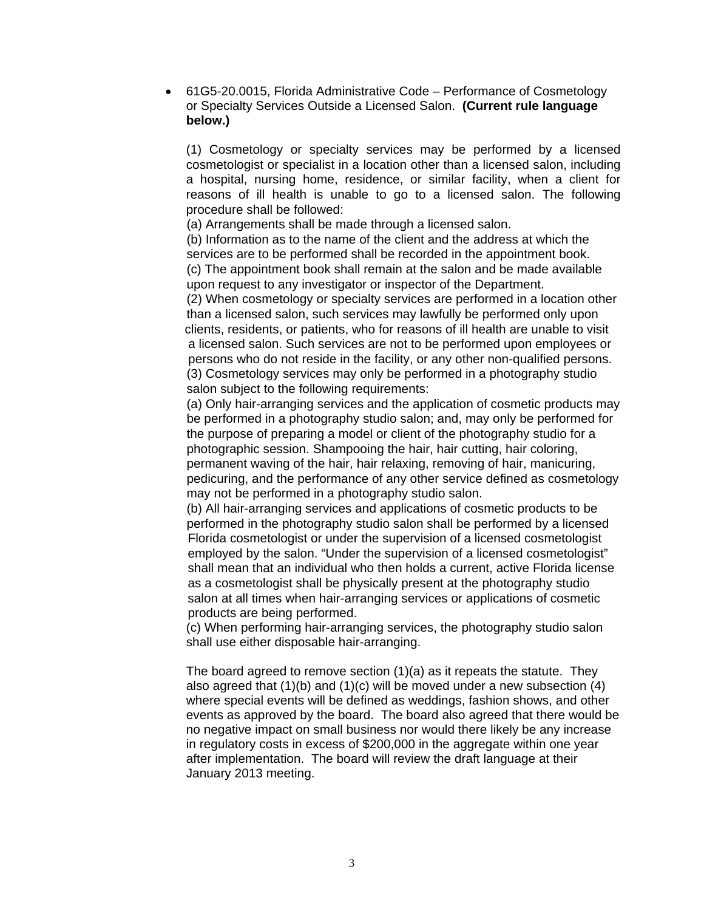- 61G5-20.0015, Florida Administrative Code – Performance of Cosmetology or Specialty Services Outside a Licensed Salon. **(Current rule language below.)**

  (1) Cosmetology or specialty services may be performed by a licensed cosmetologist or specialist in a location other than a licensed salon, including a hospital, nursing home, residence, or similar facility, when a client for reasons of ill health is unable to go to a licensed salon. The following procedure shall be followed:
  (a) Arrangements shall be made through a licensed salon.
  (b) Information as to the name of the client and the address at which the services are to be performed shall be recorded in the appointment book.
  (c) The appointment book shall remain at the salon and be made available upon request to any investigator or inspector of the Department.
  (2) When cosmetology or specialty services are performed in a location other than a licensed salon, such services may lawfully be performed only upon clients, residents, or patients, who for reasons of ill health are unable to visit a licensed salon. Such services are not to be performed upon employees or persons who do not reside in the facility, or any other non-qualified persons.
  (3) Cosmetology services may only be performed in a photography studio salon subject to the following requirements:
  (a) Only hair-arranging services and the application of cosmetic products may be performed in a photography studio salon; and, may only be performed for the purpose of preparing a model or client of the photography studio for a photographic session. Shampooing the hair, hair cutting, hair coloring, permanent waving of the hair, hair relaxing, removing of hair, manicuring, pedicuring, and the performance of any other service defined as cosmetology may not be performed in a photography studio salon.
  (b) All hair-arranging services and applications of cosmetic products to be performed in the photography studio salon shall be performed by a licensed Florida cosmetologist or under the supervision of a licensed cosmetologist employed by the salon. "Under the supervision of a licensed cosmetologist" shall mean that an individual who then holds a current, active Florida license as a cosmetologist shall be physically present at the photography studio salon at all times when hair-arranging services or applications of cosmetic products are being performed.
  (c) When performing hair-arranging services, the photography studio salon shall use either disposable hair-arranging.

  The board agreed to remove section (1)(a) as it repeats the statute. They also agreed that (1)(b) and (1)(c) will be moved under a new subsection (4) where special events will be defined as weddings, fashion shows, and other events as approved by the board. The board also agreed that there would be no negative impact on small business nor would there likely be any increase in regulatory costs in excess of $200,000 in the aggregate within one year after implementation. The board will review the draft language at their January 2013 meeting.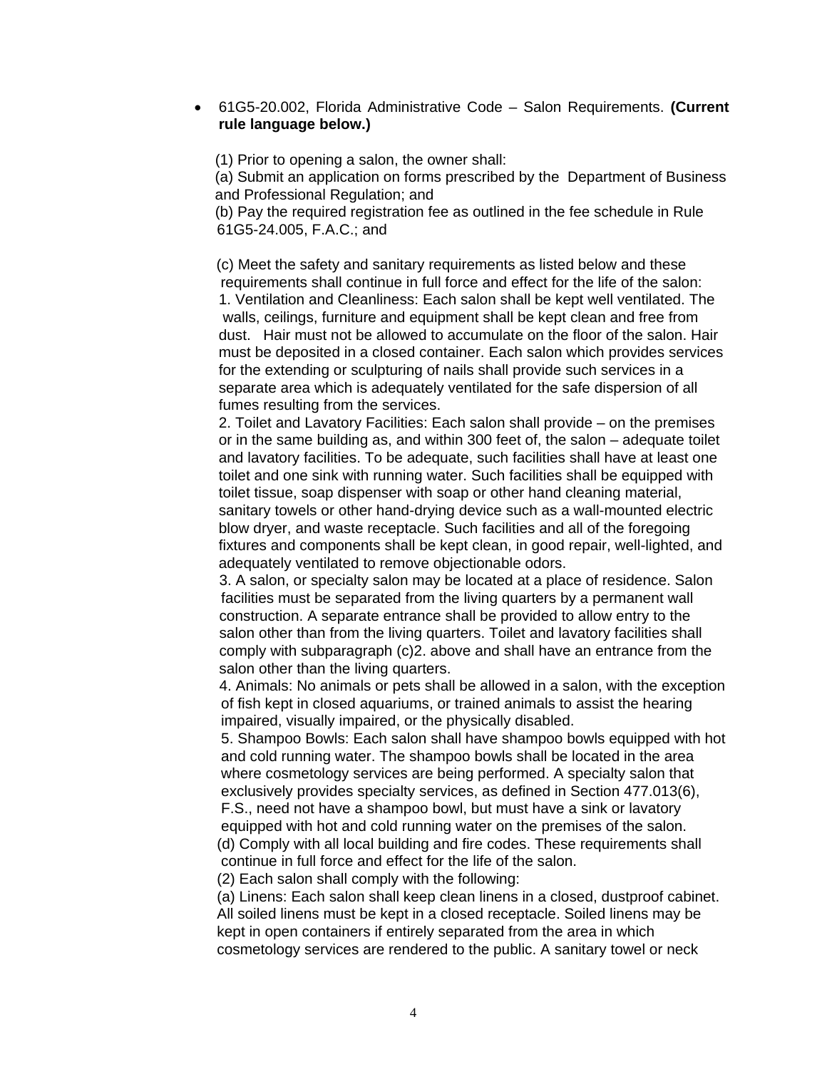- 61G5-20.002, Florida Administrative Code – Salon Requirements. **(Current rule language below.)**

(1) Prior to opening a salon, the owner shall:

(a) Submit an application on forms prescribed by the Department of Business and Professional Regulation; and

(b) Pay the required registration fee as outlined in the fee schedule in Rule 61G5-24.005, F.A.C.; and

(c) Meet the safety and sanitary requirements as listed below and these requirements shall continue in full force and effect for the life of the salon:

1. Ventilation and Cleanliness: Each salon shall be kept well ventilated. The walls, ceilings, furniture and equipment shall be kept clean and free from dust. Hair must not be allowed to accumulate on the floor of the salon. Hair must be deposited in a closed container. Each salon which provides services for the extending or sculpturing of nails shall provide such services in a separate area which is adequately ventilated for the safe dispersion of all fumes resulting from the services.

2. Toilet and Lavatory Facilities: Each salon shall provide – on the premises or in the same building as, and within 300 feet of, the salon – adequate toilet and lavatory facilities. To be adequate, such facilities shall have at least one toilet and one sink with running water. Such facilities shall be equipped with toilet tissue, soap dispenser with soap or other hand cleaning material, sanitary towels or other hand-drying device such as a wall-mounted electric blow dryer, and waste receptacle. Such facilities and all of the foregoing fixtures and components shall be kept clean, in good repair, well-lighted, and adequately ventilated to remove objectionable odors.

3. A salon, or specialty salon may be located at a place of residence. Salon facilities must be separated from the living quarters by a permanent wall construction. A separate entrance shall be provided to allow entry to the salon other than from the living quarters. Toilet and lavatory facilities shall comply with subparagraph (c)2. above and shall have an entrance from the salon other than the living quarters.

4. Animals: No animals or pets shall be allowed in a salon, with the exception of fish kept in closed aquariums, or trained animals to assist the hearing impaired, visually impaired, or the physically disabled.

5. Shampoo Bowls: Each salon shall have shampoo bowls equipped with hot and cold running water. The shampoo bowls shall be located in the area where cosmetology services are being performed. A specialty salon that exclusively provides specialty services, as defined in Section 477.013(6), F.S., need not have a shampoo bowl, but must have a sink or lavatory equipped with hot and cold running water on the premises of the salon.

(d) Comply with all local building and fire codes. These requirements shall continue in full force and effect for the life of the salon.

(2) Each salon shall comply with the following:

(a) Linens: Each salon shall keep clean linens in a closed, dustproof cabinet. All soiled linens must be kept in a closed receptacle. Soiled linens may be kept in open containers if entirely separated from the area in which cosmetology services are rendered to the public. A sanitary towel or neck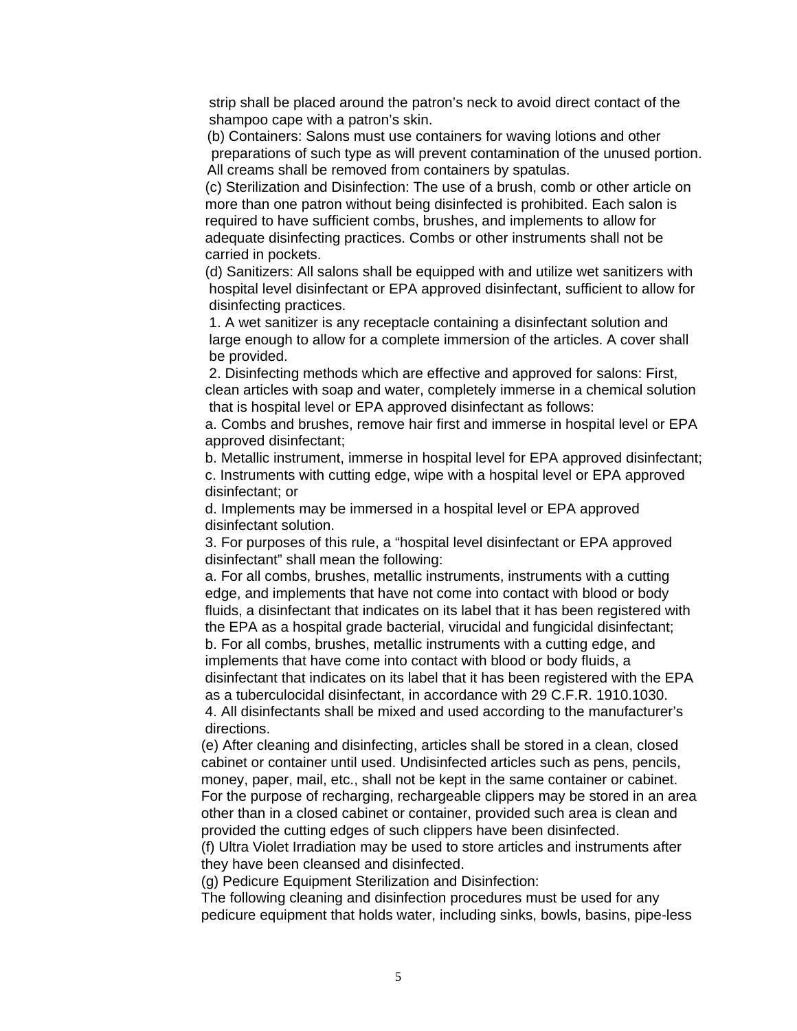strip shall be placed around the patron's neck to avoid direct contact of the shampoo cape with a patron's skin.

(b) Containers: Salons must use containers for waving lotions and other preparations of such type as will prevent contamination of the unused portion. All creams shall be removed from containers by spatulas.

(c) Sterilization and Disinfection: The use of a brush, comb or other article on more than one patron without being disinfected is prohibited. Each salon is required to have sufficient combs, brushes, and implements to allow for adequate disinfecting practices. Combs or other instruments shall not be carried in pockets.

(d) Sanitizers: All salons shall be equipped with and utilize wet sanitizers with hospital level disinfectant or EPA approved disinfectant, sufficient to allow for disinfecting practices.

1. A wet sanitizer is any receptacle containing a disinfectant solution and large enough to allow for a complete immersion of the articles. A cover shall be provided.

2. Disinfecting methods which are effective and approved for salons: First, clean articles with soap and water, completely immerse in a chemical solution that is hospital level or EPA approved disinfectant as follows:

a. Combs and brushes, remove hair first and immerse in hospital level or EPA approved disinfectant;

b. Metallic instrument, immerse in hospital level for EPA approved disinfectant;

c. Instruments with cutting edge, wipe with a hospital level or EPA approved disinfectant; or

d. Implements may be immersed in a hospital level or EPA approved disinfectant solution.

3. For purposes of this rule, a "hospital level disinfectant or EPA approved disinfectant" shall mean the following:

a. For all combs, brushes, metallic instruments, instruments with a cutting edge, and implements that have not come into contact with blood or body fluids, a disinfectant that indicates on its label that it has been registered with the EPA as a hospital grade bacterial, virucidal and fungicidal disinfectant;

b. For all combs, brushes, metallic instruments with a cutting edge, and implements that have come into contact with blood or body fluids, a disinfectant that indicates on its label that it has been registered with the EPA as a tuberculocidal disinfectant, in accordance with 29 C.F.R. 1910.1030.

4. All disinfectants shall be mixed and used according to the manufacturer's directions.

(e) After cleaning and disinfecting, articles shall be stored in a clean, closed cabinet or container until used. Undisinfected articles such as pens, pencils, money, paper, mail, etc., shall not be kept in the same container or cabinet. For the purpose of recharging, rechargeable clippers may be stored in an area other than in a closed cabinet or container, provided such area is clean and provided the cutting edges of such clippers have been disinfected.

(f) Ultra Violet Irradiation may be used to store articles and instruments after they have been cleansed and disinfected.

(g) Pedicure Equipment Sterilization and Disinfection:

The following cleaning and disinfection procedures must be used for any pedicure equipment that holds water, including sinks, bowls, basins, pipe-less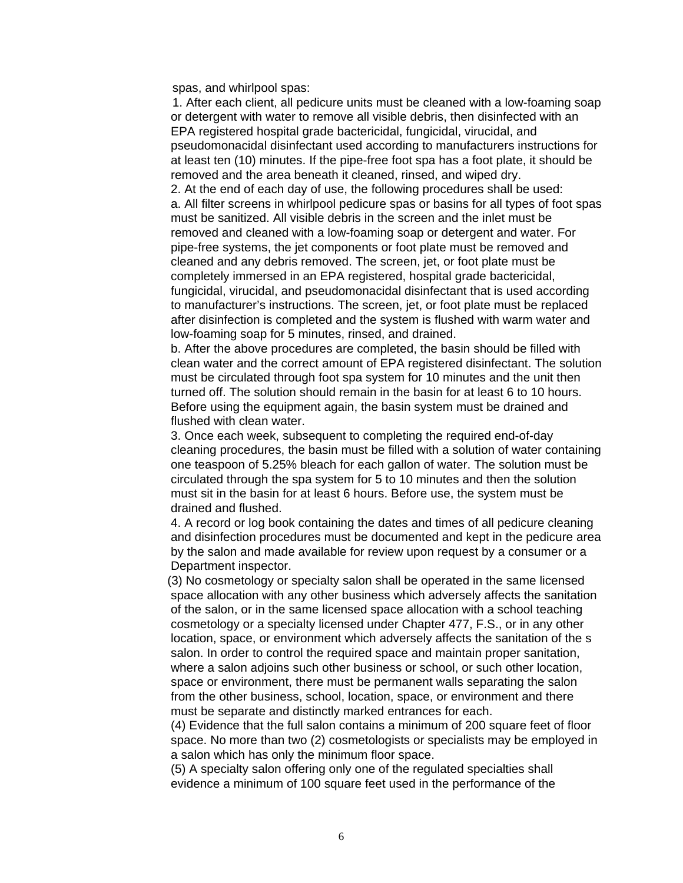spas, and whirlpool spas:

1. After each client, all pedicure units must be cleaned with a low-foaming soap or detergent with water to remove all visible debris, then disinfected with an EPA registered hospital grade bactericidal, fungicidal, virucidal, and pseudomonacidal disinfectant used according to manufacturers instructions for at least ten (10) minutes. If the pipe-free foot spa has a foot plate, it should be removed and the area beneath it cleaned, rinsed, and wiped dry.

2. At the end of each day of use, the following procedures shall be used:

a. All filter screens in whirlpool pedicure spas or basins for all types of foot spas must be sanitized. All visible debris in the screen and the inlet must be removed and cleaned with a low-foaming soap or detergent and water. For pipe-free systems, the jet components or foot plate must be removed and cleaned and any debris removed. The screen, jet, or foot plate must be completely immersed in an EPA registered, hospital grade bactericidal, fungicidal, virucidal, and pseudomonacidal disinfectant that is used according to manufacturer's instructions. The screen, jet, or foot plate must be replaced after disinfection is completed and the system is flushed with warm water and low-foaming soap for 5 minutes, rinsed, and drained.

b. After the above procedures are completed, the basin should be filled with clean water and the correct amount of EPA registered disinfectant. The solution must be circulated through foot spa system for 10 minutes and the unit then turned off. The solution should remain in the basin for at least 6 to 10 hours. Before using the equipment again, the basin system must be drained and flushed with clean water.

3. Once each week, subsequent to completing the required end-of-day cleaning procedures, the basin must be filled with a solution of water containing one teaspoon of 5.25% bleach for each gallon of water. The solution must be circulated through the spa system for 5 to 10 minutes and then the solution must sit in the basin for at least 6 hours. Before use, the system must be drained and flushed.

4. A record or log book containing the dates and times of all pedicure cleaning and disinfection procedures must be documented and kept in the pedicure area by the salon and made available for review upon request by a consumer or a Department inspector.

(3) No cosmetology or specialty salon shall be operated in the same licensed space allocation with any other business which adversely affects the sanitation of the salon, or in the same licensed space allocation with a school teaching cosmetology or a specialty licensed under Chapter 477, F.S., or in any other location, space, or environment which adversely affects the sanitation of the s salon. In order to control the required space and maintain proper sanitation, where a salon adjoins such other business or school, or such other location, space or environment, there must be permanent walls separating the salon from the other business, school, location, space, or environment and there must be separate and distinctly marked entrances for each.

(4) Evidence that the full salon contains a minimum of 200 square feet of floor space. No more than two (2) cosmetologists or specialists may be employed in a salon which has only the minimum floor space.

(5) A specialty salon offering only one of the regulated specialties shall evidence a minimum of 100 square feet used in the performance of the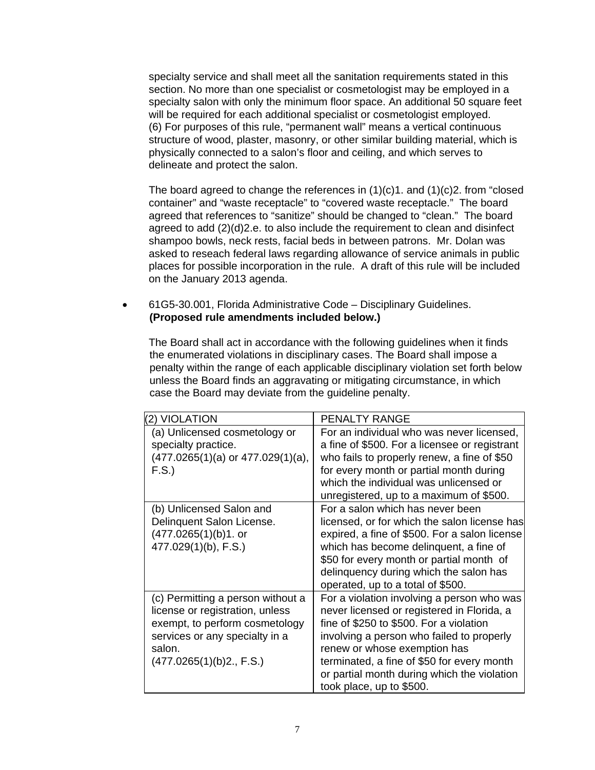specialty service and shall meet all the sanitation requirements stated in this section. No more than one specialist or cosmetologist may be employed in a specialty salon with only the minimum floor space. An additional 50 square feet will be required for each additional specialist or cosmetologist employed.
(6) For purposes of this rule, "permanent wall" means a vertical continuous structure of wood, plaster, masonry, or other similar building material, which is physically connected to a salon's floor and ceiling, and which serves to delineate and protect the salon.

The board agreed to change the references in (1)(c)1. and (1)(c)2. from "closed container" and "waste receptacle" to "covered waste receptacle." The board agreed that references to "sanitize" should be changed to "clean." The board agreed to add (2)(d)2.e. to also include the requirement to clean and disinfect shampoo bowls, neck rests, facial beds in between patrons. Mr. Dolan was asked to reseach federal laws regarding allowance of service animals in public places for possible incorporation in the rule. A draft of this rule will be included on the January 2013 agenda.

- 61G5-30.001, Florida Administrative Code – Disciplinary Guidelines. **(Proposed rule amendments included below.)**

The Board shall act in accordance with the following guidelines when it finds the enumerated violations in disciplinary cases. The Board shall impose a penalty within the range of each applicable disciplinary violation set forth below unless the Board finds an aggravating or mitigating circumstance, in which case the Board may deviate from the guideline penalty.

| (2) VIOLATION | PENALTY RANGE |
|---|---|
| (a) Unlicensed cosmetology or specialty practice. (477.0265(1)(a) or 477.029(1)(a), F.S.) | For an individual who was never licensed, a fine of $500. For a licensee or registrant who fails to properly renew, a fine of $50 for every month or partial month during which the individual was unlicensed or unregistered, up to a maximum of $500. |
| (b) Unlicensed Salon and Delinquent Salon License. (477.0265(1)(b)1. or 477.029(1)(b), F.S.) | For a salon which has never been licensed, or for which the salon license has expired, a fine of $500. For a salon license which has become delinquent, a fine of $50 for every month or partial month of delinquency during which the salon has operated, up to a total of $500. |
| (c) Permitting a person without a license or registration, unless exempt, to perform cosmetology services or any specialty in a salon. (477.0265(1)(b)2., F.S.) | For a violation involving a person who was never licensed or registered in Florida, a fine of $250 to $500. For a violation involving a person who failed to properly renew or whose exemption has terminated, a fine of $50 for every month or partial month during which the violation took place, up to $500. |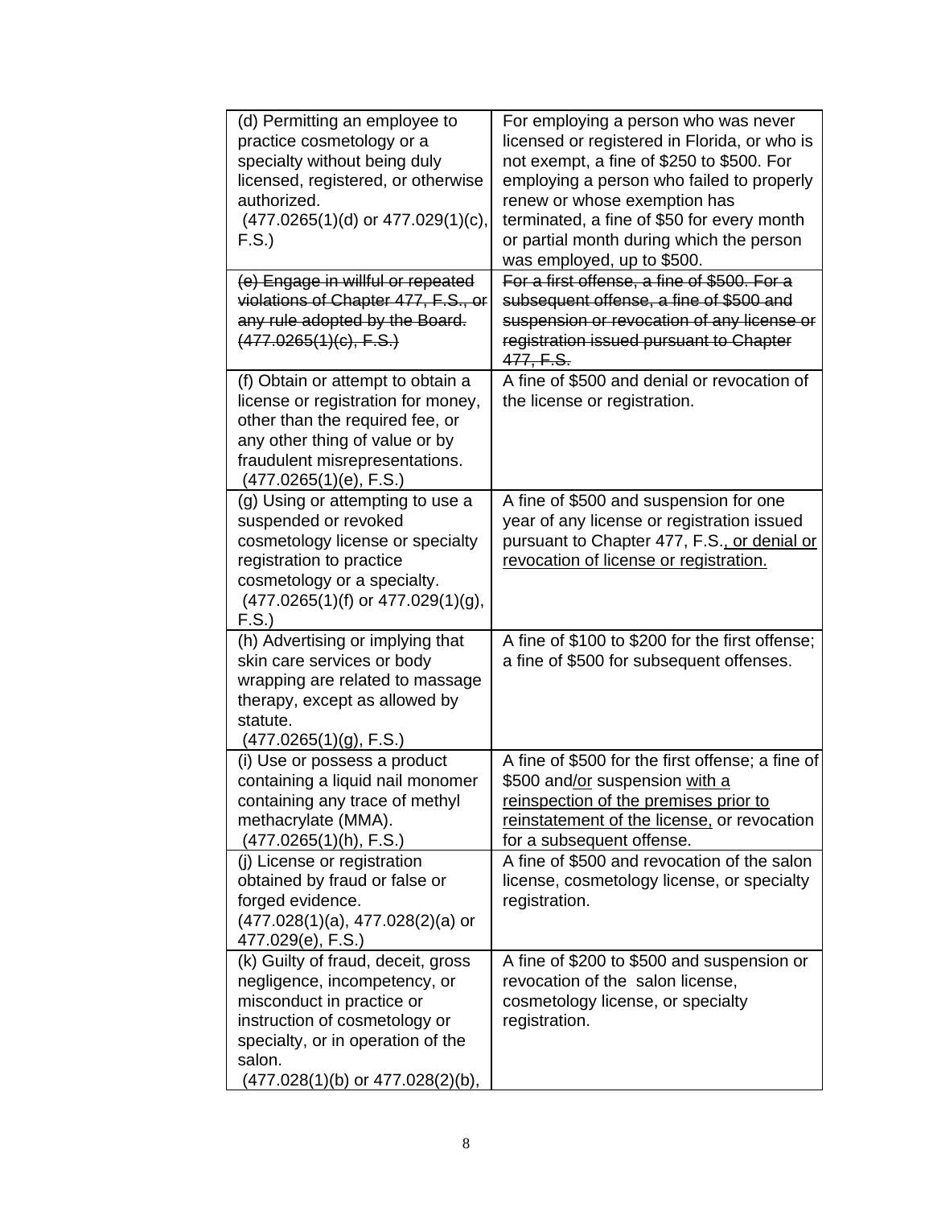| | |
|---|---|
| (d) Permitting an employee to practice cosmetology or a specialty without being duly licensed, registered, or otherwise authorized. (477.0265(1)(d) or 477.029(1)(c), F.S.) | For employing a person who was never licensed or registered in Florida, or who is not exempt, a fine of $250 to $500. For employing a person who failed to properly renew or whose exemption has terminated, a fine of $50 for every month or partial month during which the person was employed, up to $500. |
| ~~(e) Engage in willful or repeated violations of Chapter 477, F.S., or any rule adopted by the Board. (477.0265(1)(c), F.S.)~~ | ~~For a first offense, a fine of $500. For a subsequent offense, a fine of $500 and suspension or revocation of any license or registration issued pursuant to Chapter 477, F.S.~~ |
| (f) Obtain or attempt to obtain a license or registration for money, other than the required fee, or any other thing of value or by fraudulent misrepresentations. (477.0265(1)(e), F.S.) | A fine of $500 and denial or revocation of the license or registration. |
| (g) Using or attempting to use a suspended or revoked cosmetology license or specialty registration to practice cosmetology or a specialty. (477.0265(1)(f) or 477.029(1)(g), F.S.) | A fine of $500 and suspension for one year of any license or registration issued pursuant to Chapter 477, F.S.<u>, or denial or revocation of license or registration.</u> |
| (h) Advertising or implying that skin care services or body wrapping are related to massage therapy, except as allowed by statute. (477.0265(1)(g), F.S.) | A fine of $100 to $200 for the first offense; a fine of $500 for subsequent offenses. |
| (i) Use or possess a product containing a liquid nail monomer containing any trace of methyl methacrylate (MMA). (477.0265(1)(h), F.S.) | A fine of $500 for the first offense; a fine of $500 and<u>/or</u> suspension <u>with a reinspection of the premises prior to reinstatement of the license,</u> or revocation for a subsequent offense. |
| (j) License or registration obtained by fraud or false or forged evidence. (477.028(1)(a), 477.028(2)(a) or 477.029(e), F.S.) | A fine of $500 and revocation of the salon license, cosmetology license, or specialty registration. |
| (k) Guilty of fraud, deceit, gross negligence, incompetency, or misconduct in practice or instruction of cosmetology or specialty, or in operation of the salon. (477.028(1)(b) or 477.028(2)(b), | A fine of $200 to $500 and suspension or revocation of the salon license, cosmetology license, or specialty registration. |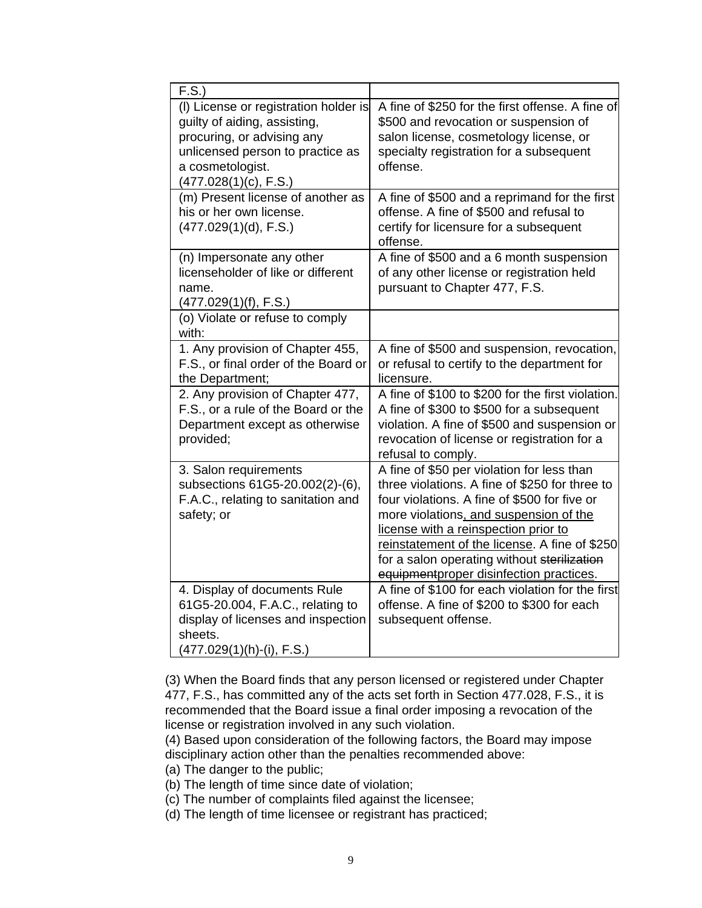| | |
|---|---|
| F.S.) | |
| (l) License or registration holder is guilty of aiding, assisting, procuring, or advising any unlicensed person to practice as a cosmetologist. (477.028(1)(c), F.S.) | A fine of $250 for the first offense. A fine of $500 and revocation or suspension of salon license, cosmetology license, or specialty registration for a subsequent offense. |
| (m) Present license of another as his or her own license. (477.029(1)(d), F.S.) | A fine of $500 and a reprimand for the first offense. A fine of $500 and refusal to certify for licensure for a subsequent offense. |
| (n) Impersonate any other licenseholder of like or different name. (477.029(1)(f), F.S.) | A fine of $500 and a 6 month suspension of any other license or registration held pursuant to Chapter 477, F.S. |
| (o) Violate or refuse to comply with: | |
| 1. Any provision of Chapter 455, F.S., or final order of the Board or the Department; | A fine of $500 and suspension, revocation, or refusal to certify to the department for licensure. |
| 2. Any provision of Chapter 477, F.S., or a rule of the Board or the Department except as otherwise provided; | A fine of $100 to $200 for the first violation. A fine of $300 to $500 for a subsequent violation. A fine of $500 and suspension or revocation of license or registration for a refusal to comply. |
| 3. Salon requirements subsections 61G5-20.002(2)-(6), F.A.C., relating to sanitation and safety; or | A fine of $50 per violation for less than three violations. A fine of $250 for three to four violations. A fine of $500 for five or more violations, and suspension of the license with a reinspection prior to reinstatement of the license. A fine of $250 for a salon operating without ~~sterilization equipment~~proper disinfection practices. |
| 4. Display of documents Rule 61G5-20.004, F.A.C., relating to display of licenses and inspection sheets. (477.029(1)(h)-(i), F.S.) | A fine of $100 for each violation for the first offense. A fine of $200 to $300 for each subsequent offense. |

(3) When the Board finds that any person licensed or registered under Chapter 477, F.S., has committed any of the acts set forth in Section 477.028, F.S., it is recommended that the Board issue a final order imposing a revocation of the license or registration involved in any such violation.

(4) Based upon consideration of the following factors, the Board may impose disciplinary action other than the penalties recommended above:

(a) The danger to the public;

(b) The length of time since date of violation;

(c) The number of complaints filed against the licensee;

(d) The length of time licensee or registrant has practiced;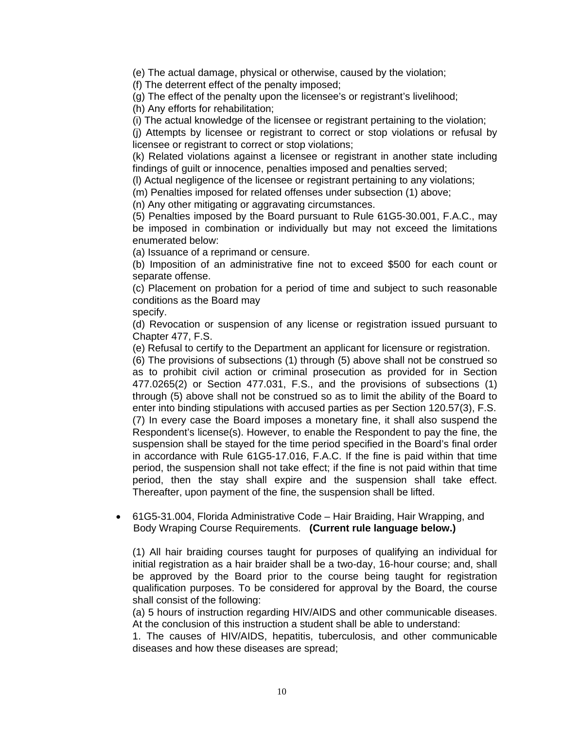(e) The actual damage, physical or otherwise, caused by the violation;

(f) The deterrent effect of the penalty imposed;

(g) The effect of the penalty upon the licensee's or registrant's livelihood;

(h) Any efforts for rehabilitation;

(i) The actual knowledge of the licensee or registrant pertaining to the violation;

(j) Attempts by licensee or registrant to correct or stop violations or refusal by licensee or registrant to correct or stop violations;

(k) Related violations against a licensee or registrant in another state including findings of guilt or innocence, penalties imposed and penalties served;

(l) Actual negligence of the licensee or registrant pertaining to any violations;

(m) Penalties imposed for related offenses under subsection (1) above;

(n) Any other mitigating or aggravating circumstances.

(5) Penalties imposed by the Board pursuant to Rule 61G5-30.001, F.A.C., may be imposed in combination or individually but may not exceed the limitations enumerated below:

(a) Issuance of a reprimand or censure.

(b) Imposition of an administrative fine not to exceed $500 for each count or separate offense.

(c) Placement on probation for a period of time and subject to such reasonable conditions as the Board may specify.

(d) Revocation or suspension of any license or registration issued pursuant to Chapter 477, F.S.

(e) Refusal to certify to the Department an applicant for licensure or registration.

(6) The provisions of subsections (1) through (5) above shall not be construed so as to prohibit civil action or criminal prosecution as provided for in Section 477.0265(2) or Section 477.031, F.S., and the provisions of subsections (1) through (5) above shall not be construed so as to limit the ability of the Board to enter into binding stipulations with accused parties as per Section 120.57(3), F.S.

(7) In every case the Board imposes a monetary fine, it shall also suspend the Respondent's license(s). However, to enable the Respondent to pay the fine, the suspension shall be stayed for the time period specified in the Board's final order in accordance with Rule 61G5-17.016, F.A.C. If the fine is paid within that time period, the suspension shall not take effect; if the fine is not paid within that time period, then the stay shall expire and the suspension shall take effect. Thereafter, upon payment of the fine, the suspension shall be lifted.

- 61G5-31.004, Florida Administrative Code – Hair Braiding, Hair Wrapping, and Body Wraping Course Requirements. **(Current rule language below.)**

(1) All hair braiding courses taught for purposes of qualifying an individual for initial registration as a hair braider shall be a two-day, 16-hour course; and, shall be approved by the Board prior to the course being taught for registration qualification purposes. To be considered for approval by the Board, the course shall consist of the following:

(a) 5 hours of instruction regarding HIV/AIDS and other communicable diseases. At the conclusion of this instruction a student shall be able to understand:

1. The causes of HIV/AIDS, hepatitis, tuberculosis, and other communicable diseases and how these diseases are spread;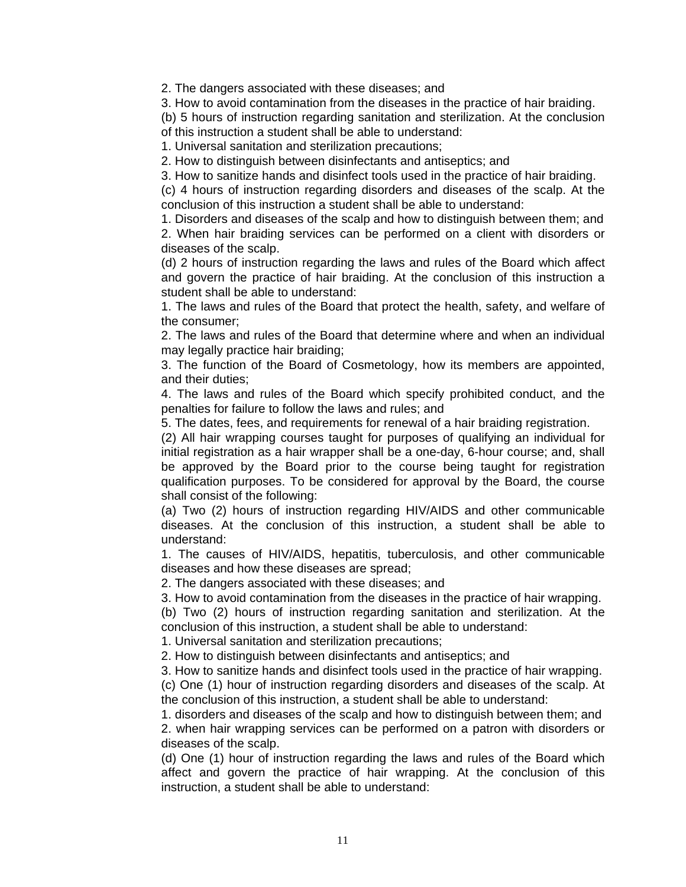2. The dangers associated with these diseases; and

3. How to avoid contamination from the diseases in the practice of hair braiding.

(b) 5 hours of instruction regarding sanitation and sterilization. At the conclusion of this instruction a student shall be able to understand:

1. Universal sanitation and sterilization precautions;

2. How to distinguish between disinfectants and antiseptics; and

3. How to sanitize hands and disinfect tools used in the practice of hair braiding.

(c) 4 hours of instruction regarding disorders and diseases of the scalp. At the conclusion of this instruction a student shall be able to understand:

1. Disorders and diseases of the scalp and how to distinguish between them; and

2. When hair braiding services can be performed on a client with disorders or diseases of the scalp.

(d) 2 hours of instruction regarding the laws and rules of the Board which affect and govern the practice of hair braiding. At the conclusion of this instruction a student shall be able to understand:

1. The laws and rules of the Board that protect the health, safety, and welfare of the consumer;

2. The laws and rules of the Board that determine where and when an individual may legally practice hair braiding;

3. The function of the Board of Cosmetology, how its members are appointed, and their duties;

4. The laws and rules of the Board which specify prohibited conduct, and the penalties for failure to follow the laws and rules; and

5. The dates, fees, and requirements for renewal of a hair braiding registration.

(2) All hair wrapping courses taught for purposes of qualifying an individual for initial registration as a hair wrapper shall be a one-day, 6-hour course; and, shall be approved by the Board prior to the course being taught for registration qualification purposes. To be considered for approval by the Board, the course shall consist of the following:

(a) Two (2) hours of instruction regarding HIV/AIDS and other communicable diseases. At the conclusion of this instruction, a student shall be able to understand:

1. The causes of HIV/AIDS, hepatitis, tuberculosis, and other communicable diseases and how these diseases are spread;

2. The dangers associated with these diseases; and

3. How to avoid contamination from the diseases in the practice of hair wrapping.

(b) Two (2) hours of instruction regarding sanitation and sterilization. At the conclusion of this instruction, a student shall be able to understand:

1. Universal sanitation and sterilization precautions;

2. How to distinguish between disinfectants and antiseptics; and

3. How to sanitize hands and disinfect tools used in the practice of hair wrapping.

(c) One (1) hour of instruction regarding disorders and diseases of the scalp. At the conclusion of this instruction, a student shall be able to understand:

1. disorders and diseases of the scalp and how to distinguish between them; and

2. when hair wrapping services can be performed on a patron with disorders or diseases of the scalp.

(d) One (1) hour of instruction regarding the laws and rules of the Board which affect and govern the practice of hair wrapping. At the conclusion of this instruction, a student shall be able to understand: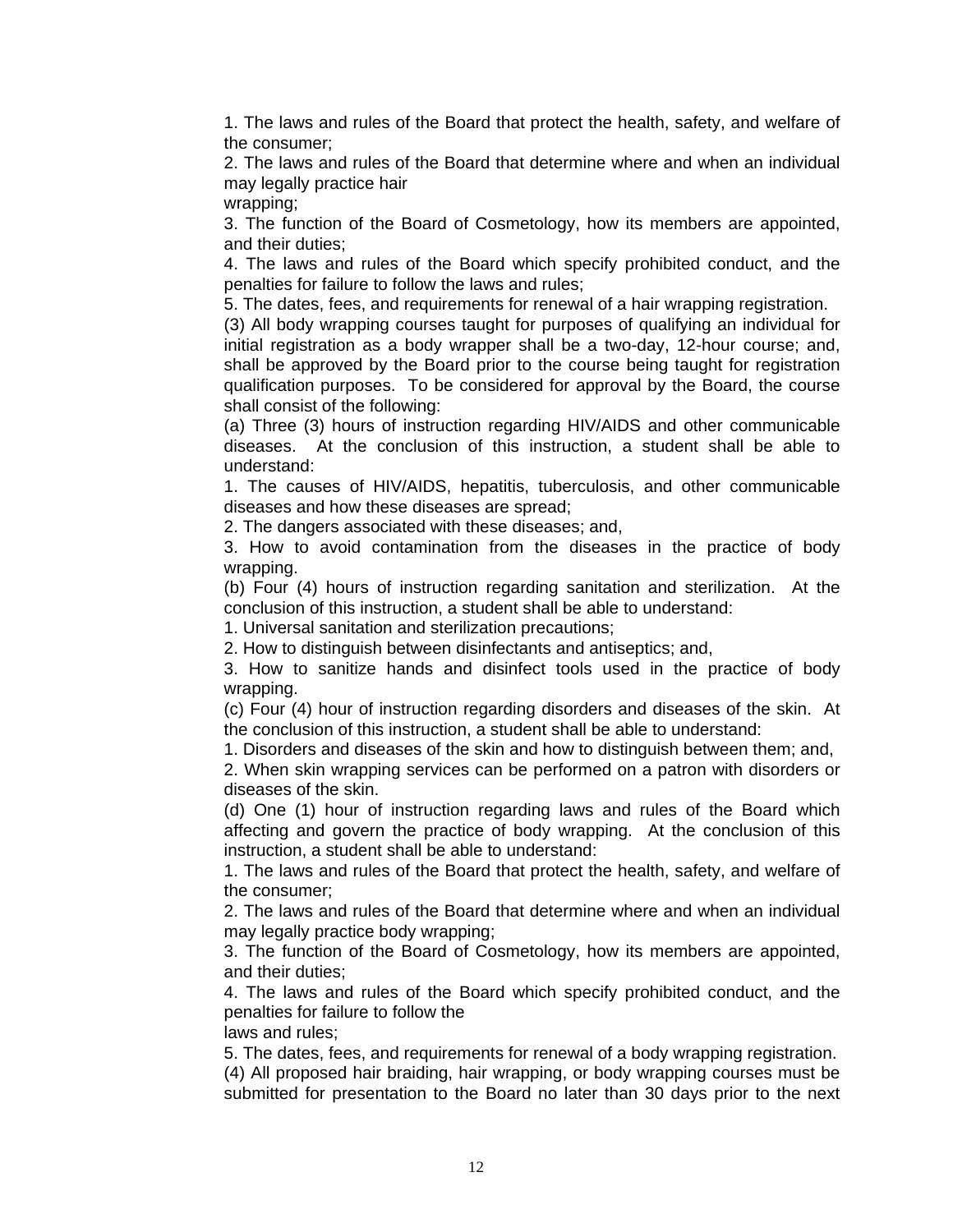1. The laws and rules of the Board that protect the health, safety, and welfare of the consumer;

2. The laws and rules of the Board that determine where and when an individual may legally practice hair wrapping;

3. The function of the Board of Cosmetology, how its members are appointed, and their duties;

4. The laws and rules of the Board which specify prohibited conduct, and the penalties for failure to follow the laws and rules;

5. The dates, fees, and requirements for renewal of a hair wrapping registration.

(3) All body wrapping courses taught for purposes of qualifying an individual for initial registration as a body wrapper shall be a two-day, 12-hour course; and, shall be approved by the Board prior to the course being taught for registration qualification purposes. To be considered for approval by the Board, the course shall consist of the following:

(a) Three (3) hours of instruction regarding HIV/AIDS and other communicable diseases. At the conclusion of this instruction, a student shall be able to understand:

1. The causes of HIV/AIDS, hepatitis, tuberculosis, and other communicable diseases and how these diseases are spread;

2. The dangers associated with these diseases; and,

3. How to avoid contamination from the diseases in the practice of body wrapping.

(b) Four (4) hours of instruction regarding sanitation and sterilization. At the conclusion of this instruction, a student shall be able to understand:

1. Universal sanitation and sterilization precautions;

2. How to distinguish between disinfectants and antiseptics; and,

3. How to sanitize hands and disinfect tools used in the practice of body wrapping.

(c) Four (4) hour of instruction regarding disorders and diseases of the skin. At the conclusion of this instruction, a student shall be able to understand:

1. Disorders and diseases of the skin and how to distinguish between them; and,

2. When skin wrapping services can be performed on a patron with disorders or diseases of the skin.

(d) One (1) hour of instruction regarding laws and rules of the Board which affecting and govern the practice of body wrapping. At the conclusion of this instruction, a student shall be able to understand:

1. The laws and rules of the Board that protect the health, safety, and welfare of the consumer;

2. The laws and rules of the Board that determine where and when an individual may legally practice body wrapping;

3. The function of the Board of Cosmetology, how its members are appointed, and their duties;

4. The laws and rules of the Board which specify prohibited conduct, and the penalties for failure to follow the laws and rules;

5. The dates, fees, and requirements for renewal of a body wrapping registration.

(4) All proposed hair braiding, hair wrapping, or body wrapping courses must be submitted for presentation to the Board no later than 30 days prior to the next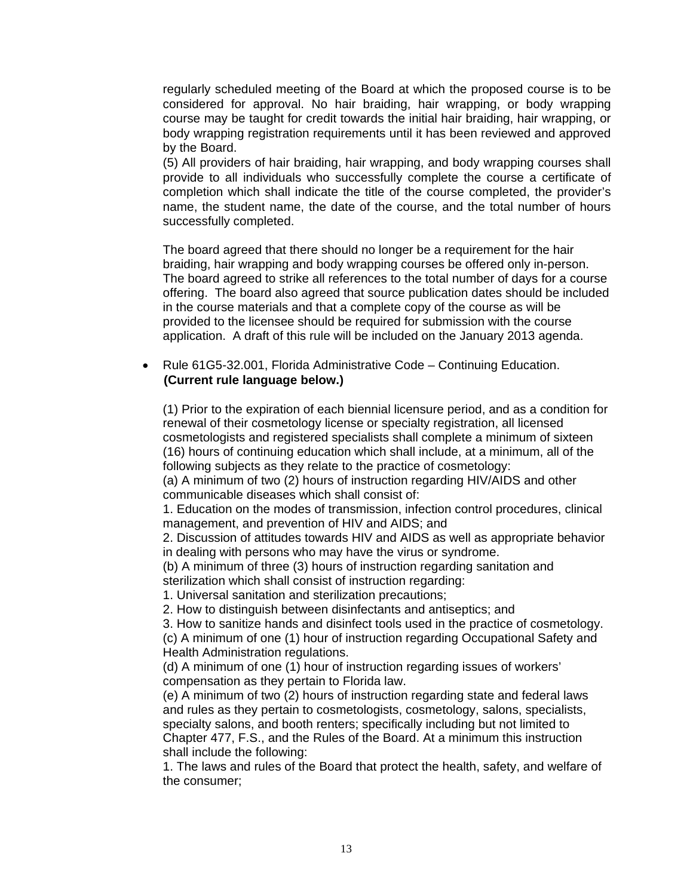regularly scheduled meeting of the Board at which the proposed course is to be considered for approval. No hair braiding, hair wrapping, or body wrapping course may be taught for credit towards the initial hair braiding, hair wrapping, or body wrapping registration requirements until it has been reviewed and approved by the Board.

(5) All providers of hair braiding, hair wrapping, and body wrapping courses shall provide to all individuals who successfully complete the course a certificate of completion which shall indicate the title of the course completed, the provider's name, the student name, the date of the course, and the total number of hours successfully completed.

The board agreed that there should no longer be a requirement for the hair braiding, hair wrapping and body wrapping courses be offered only in-person. The board agreed to strike all references to the total number of days for a course offering. The board also agreed that source publication dates should be included in the course materials and that a complete copy of the course as will be provided to the licensee should be required for submission with the course application. A draft of this rule will be included on the January 2013 agenda.

- Rule 61G5-32.001, Florida Administrative Code – Continuing Education. **(Current rule language below.)**

(1) Prior to the expiration of each biennial licensure period, and as a condition for renewal of their cosmetology license or specialty registration, all licensed cosmetologists and registered specialists shall complete a minimum of sixteen (16) hours of continuing education which shall include, at a minimum, all of the following subjects as they relate to the practice of cosmetology:
(a) A minimum of two (2) hours of instruction regarding HIV/AIDS and other communicable diseases which shall consist of:
1. Education on the modes of transmission, infection control procedures, clinical management, and prevention of HIV and AIDS; and
2. Discussion of attitudes towards HIV and AIDS as well as appropriate behavior in dealing with persons who may have the virus or syndrome.
(b) A minimum of three (3) hours of instruction regarding sanitation and sterilization which shall consist of instruction regarding:
1. Universal sanitation and sterilization precautions;
2. How to distinguish between disinfectants and antiseptics; and
3. How to sanitize hands and disinfect tools used in the practice of cosmetology.
(c) A minimum of one (1) hour of instruction regarding Occupational Safety and Health Administration regulations.
(d) A minimum of one (1) hour of instruction regarding issues of workers' compensation as they pertain to Florida law.
(e) A minimum of two (2) hours of instruction regarding state and federal laws and rules as they pertain to cosmetologists, cosmetology, salons, specialists, specialty salons, and booth renters; specifically including but not limited to Chapter 477, F.S., and the Rules of the Board. At a minimum this instruction shall include the following:
1. The laws and rules of the Board that protect the health, safety, and welfare of the consumer;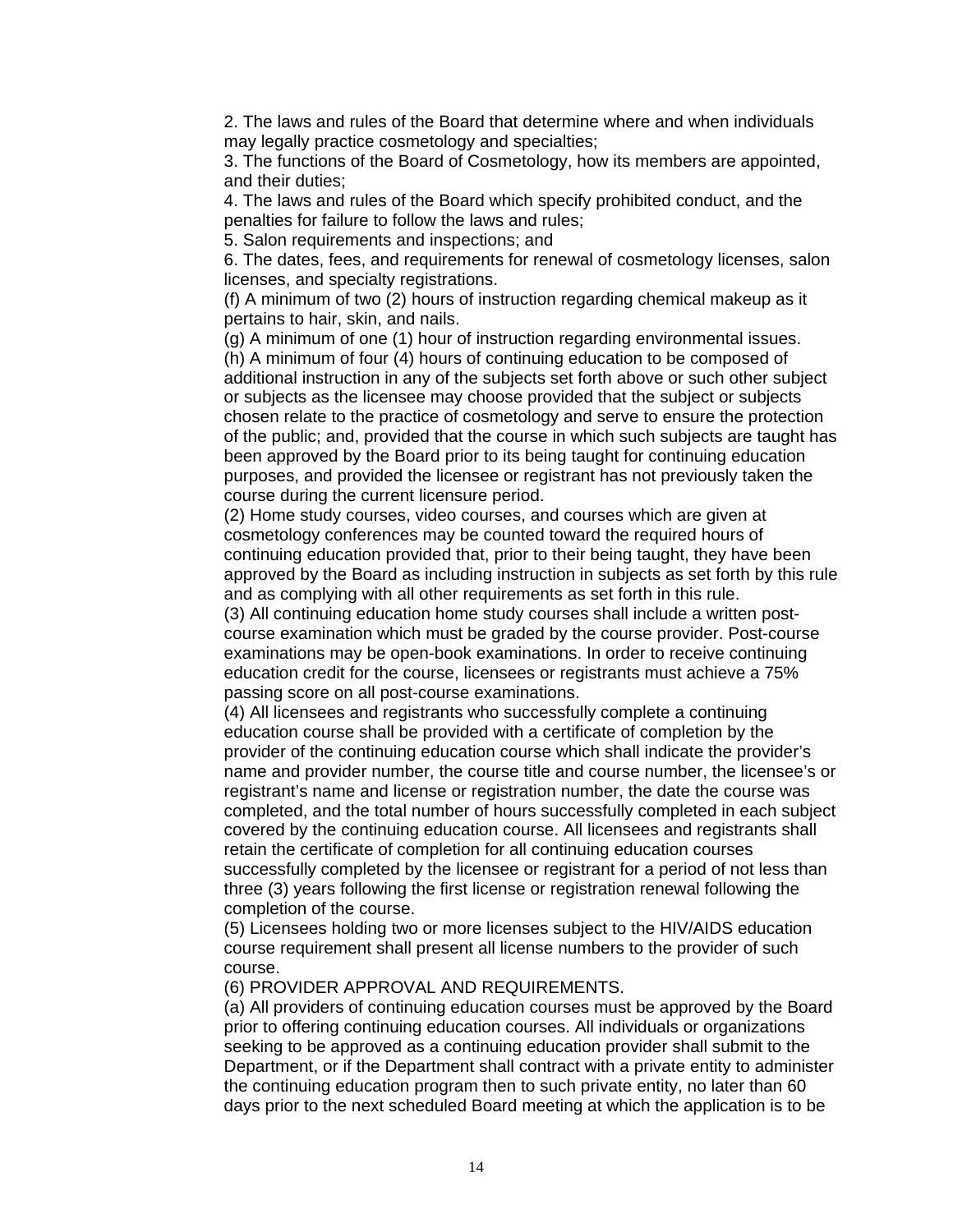2. The laws and rules of the Board that determine where and when individuals may legally practice cosmetology and specialties;
3. The functions of the Board of Cosmetology, how its members are appointed, and their duties;
4. The laws and rules of the Board which specify prohibited conduct, and the penalties for failure to follow the laws and rules;
5. Salon requirements and inspections; and
6. The dates, fees, and requirements for renewal of cosmetology licenses, salon licenses, and specialty registrations.

(f) A minimum of two (2) hours of instruction regarding chemical makeup as it pertains to hair, skin, and nails.

(g) A minimum of one (1) hour of instruction regarding environmental issues.

(h) A minimum of four (4) hours of continuing education to be composed of additional instruction in any of the subjects set forth above or such other subject or subjects as the licensee may choose provided that the subject or subjects chosen relate to the practice of cosmetology and serve to ensure the protection of the public; and, provided that the course in which such subjects are taught has been approved by the Board prior to its being taught for continuing education purposes, and provided the licensee or registrant has not previously taken the course during the current licensure period.

(2) Home study courses, video courses, and courses which are given at cosmetology conferences may be counted toward the required hours of continuing education provided that, prior to their being taught, they have been approved by the Board as including instruction in subjects as set forth by this rule and as complying with all other requirements as set forth in this rule.

(3) All continuing education home study courses shall include a written post-course examination which must be graded by the course provider. Post-course examinations may be open-book examinations. In order to receive continuing education credit for the course, licensees or registrants must achieve a 75% passing score on all post-course examinations.

(4) All licensees and registrants who successfully complete a continuing education course shall be provided with a certificate of completion by the provider of the continuing education course which shall indicate the provider's name and provider number, the course title and course number, the licensee's or registrant's name and license or registration number, the date the course was completed, and the total number of hours successfully completed in each subject covered by the continuing education course. All licensees and registrants shall retain the certificate of completion for all continuing education courses successfully completed by the licensee or registrant for a period of not less than three (3) years following the first license or registration renewal following the completion of the course.

(5) Licensees holding two or more licenses subject to the HIV/AIDS education course requirement shall present all license numbers to the provider of such course.

(6) PROVIDER APPROVAL AND REQUIREMENTS.

(a) All providers of continuing education courses must be approved by the Board prior to offering continuing education courses. All individuals or organizations seeking to be approved as a continuing education provider shall submit to the Department, or if the Department shall contract with a private entity to administer the continuing education program then to such private entity, no later than 60 days prior to the next scheduled Board meeting at which the application is to be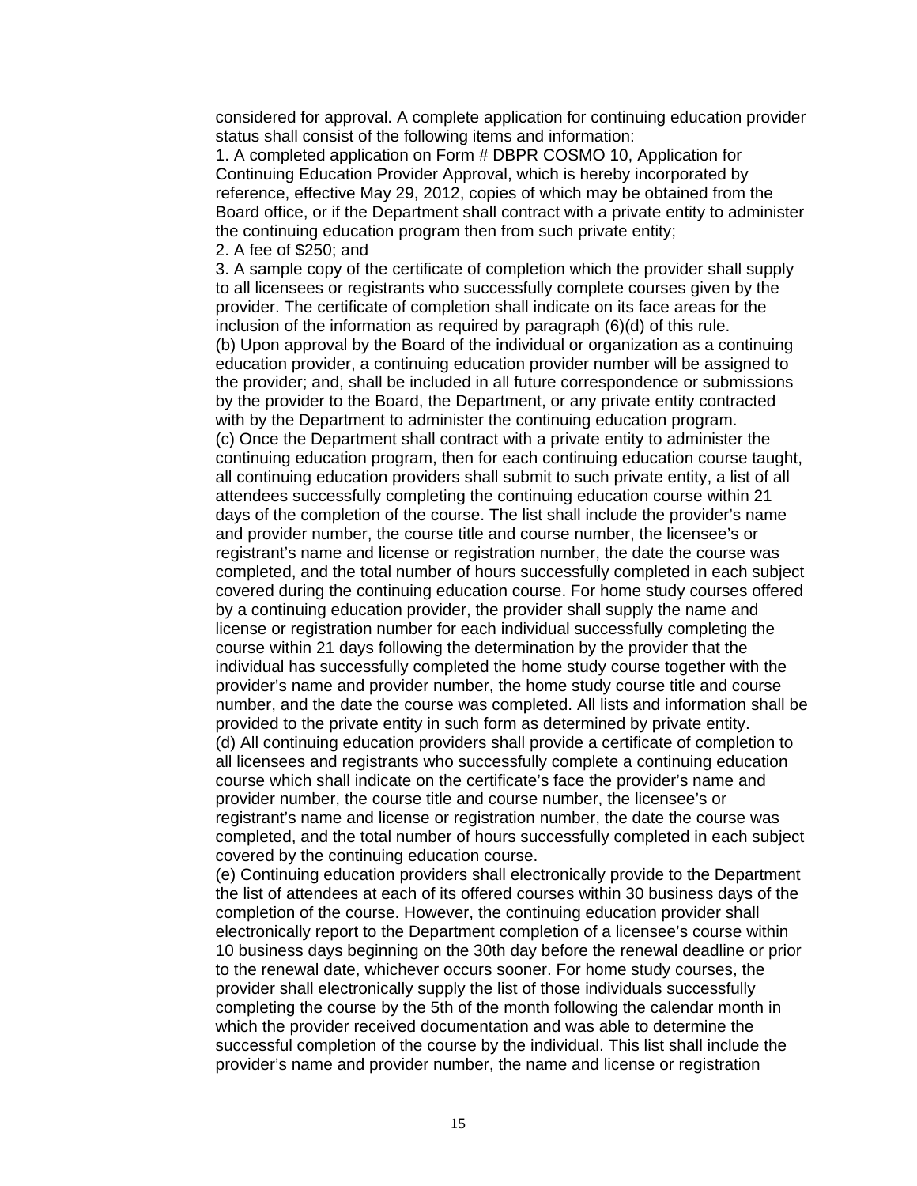considered for approval. A complete application for continuing education provider status shall consist of the following items and information:

1. A completed application on Form # DBPR COSMO 10, Application for Continuing Education Provider Approval, which is hereby incorporated by reference, effective May 29, 2012, copies of which may be obtained from the Board office, or if the Department shall contract with a private entity to administer the continuing education program then from such private entity;
2. A fee of $250; and
3. A sample copy of the certificate of completion which the provider shall supply to all licensees or registrants who successfully complete courses given by the provider. The certificate of completion shall indicate on its face areas for the inclusion of the information as required by paragraph (6)(d) of this rule.

(b) Upon approval by the Board of the individual or organization as a continuing education provider, a continuing education provider number will be assigned to the provider; and, shall be included in all future correspondence or submissions by the provider to the Board, the Department, or any private entity contracted with by the Department to administer the continuing education program.

(c) Once the Department shall contract with a private entity to administer the continuing education program, then for each continuing education course taught, all continuing education providers shall submit to such private entity, a list of all attendees successfully completing the continuing education course within 21 days of the completion of the course. The list shall include the provider's name and provider number, the course title and course number, the licensee's or registrant's name and license or registration number, the date the course was completed, and the total number of hours successfully completed in each subject covered during the continuing education course. For home study courses offered by a continuing education provider, the provider shall supply the name and license or registration number for each individual successfully completing the course within 21 days following the determination by the provider that the individual has successfully completed the home study course together with the provider's name and provider number, the home study course title and course number, and the date the course was completed. All lists and information shall be provided to the private entity in such form as determined by private entity.

(d) All continuing education providers shall provide a certificate of completion to all licensees and registrants who successfully complete a continuing education course which shall indicate on the certificate's face the provider's name and provider number, the course title and course number, the licensee's or registrant's name and license or registration number, the date the course was completed, and the total number of hours successfully completed in each subject covered by the continuing education course.

(e) Continuing education providers shall electronically provide to the Department the list of attendees at each of its offered courses within 30 business days of the completion of the course. However, the continuing education provider shall electronically report to the Department completion of a licensee's course within 10 business days beginning on the 30th day before the renewal deadline or prior to the renewal date, whichever occurs sooner. For home study courses, the provider shall electronically supply the list of those individuals successfully completing the course by the 5th of the month following the calendar month in which the provider received documentation and was able to determine the successful completion of the course by the individual. This list shall include the provider's name and provider number, the name and license or registration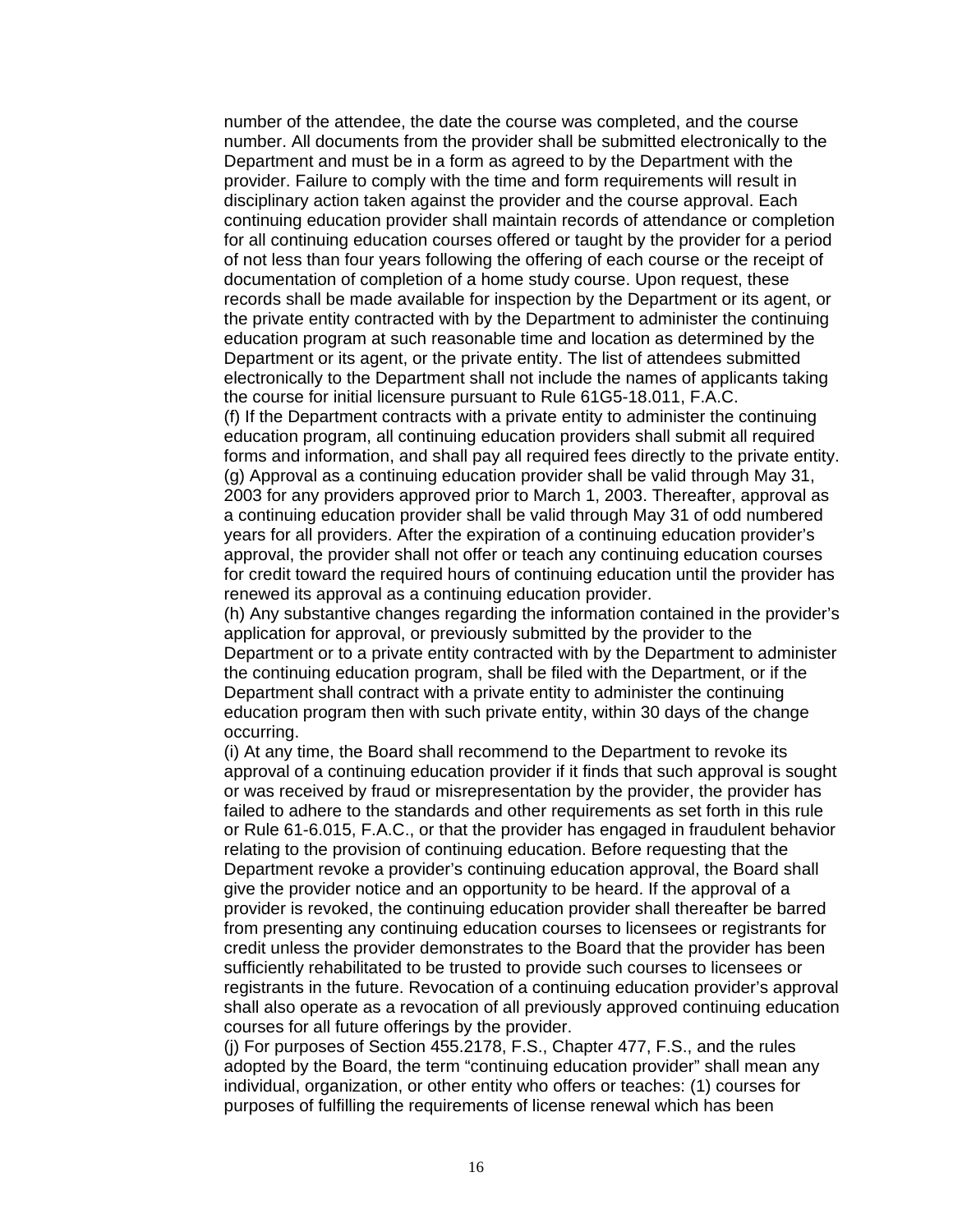number of the attendee, the date the course was completed, and the course number. All documents from the provider shall be submitted electronically to the Department and must be in a form as agreed to by the Department with the provider. Failure to comply with the time and form requirements will result in disciplinary action taken against the provider and the course approval. Each continuing education provider shall maintain records of attendance or completion for all continuing education courses offered or taught by the provider for a period of not less than four years following the offering of each course or the receipt of documentation of completion of a home study course. Upon request, these records shall be made available for inspection by the Department or its agent, or the private entity contracted with by the Department to administer the continuing education program at such reasonable time and location as determined by the Department or its agent, or the private entity. The list of attendees submitted electronically to the Department shall not include the names of applicants taking the course for initial licensure pursuant to Rule 61G5-18.011, F.A.C.

(f) If the Department contracts with a private entity to administer the continuing education program, all continuing education providers shall submit all required forms and information, and shall pay all required fees directly to the private entity.

(g) Approval as a continuing education provider shall be valid through May 31, 2003 for any providers approved prior to March 1, 2003. Thereafter, approval as a continuing education provider shall be valid through May 31 of odd numbered years for all providers. After the expiration of a continuing education provider's approval, the provider shall not offer or teach any continuing education courses for credit toward the required hours of continuing education until the provider has renewed its approval as a continuing education provider.

(h) Any substantive changes regarding the information contained in the provider's application for approval, or previously submitted by the provider to the Department or to a private entity contracted with by the Department to administer the continuing education program, shall be filed with the Department, or if the Department shall contract with a private entity to administer the continuing education program then with such private entity, within 30 days of the change occurring.

(i) At any time, the Board shall recommend to the Department to revoke its approval of a continuing education provider if it finds that such approval is sought or was received by fraud or misrepresentation by the provider, the provider has failed to adhere to the standards and other requirements as set forth in this rule or Rule 61-6.015, F.A.C., or that the provider has engaged in fraudulent behavior relating to the provision of continuing education. Before requesting that the Department revoke a provider's continuing education approval, the Board shall give the provider notice and an opportunity to be heard. If the approval of a provider is revoked, the continuing education provider shall thereafter be barred from presenting any continuing education courses to licensees or registrants for credit unless the provider demonstrates to the Board that the provider has been sufficiently rehabilitated to be trusted to provide such courses to licensees or registrants in the future. Revocation of a continuing education provider's approval shall also operate as a revocation of all previously approved continuing education courses for all future offerings by the provider.

(j) For purposes of Section 455.2178, F.S., Chapter 477, F.S., and the rules adopted by the Board, the term "continuing education provider" shall mean any individual, organization, or other entity who offers or teaches: (1) courses for purposes of fulfilling the requirements of license renewal which has been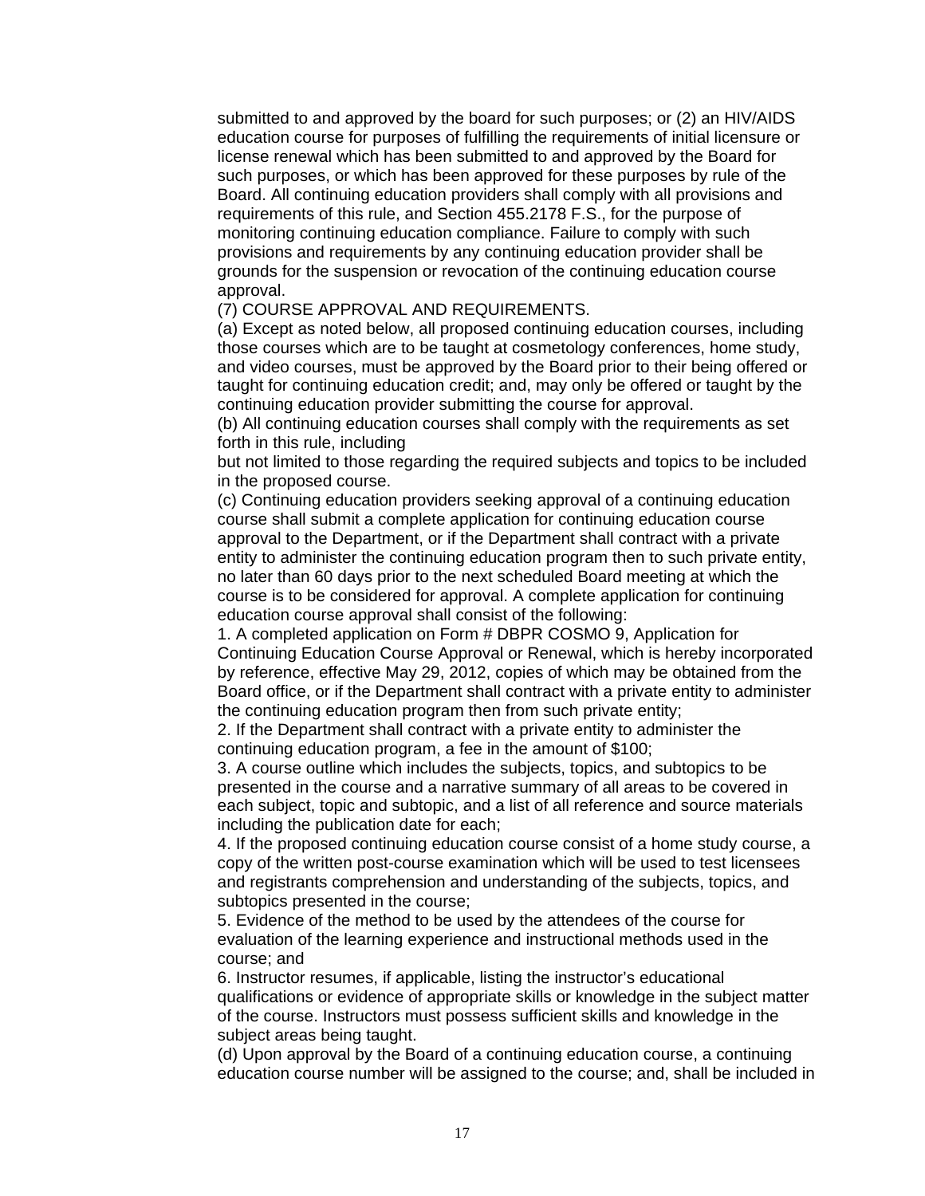submitted to and approved by the board for such purposes; or (2) an HIV/AIDS education course for purposes of fulfilling the requirements of initial licensure or license renewal which has been submitted to and approved by the Board for such purposes, or which has been approved for these purposes by rule of the Board. All continuing education providers shall comply with all provisions and requirements of this rule, and Section 455.2178 F.S., for the purpose of monitoring continuing education compliance. Failure to comply with such provisions and requirements by any continuing education provider shall be grounds for the suspension or revocation of the continuing education course approval.

(7) COURSE APPROVAL AND REQUIREMENTS.

(a) Except as noted below, all proposed continuing education courses, including those courses which are to be taught at cosmetology conferences, home study, and video courses, must be approved by the Board prior to their being offered or taught for continuing education credit; and, may only be offered or taught by the continuing education provider submitting the course for approval.

(b) All continuing education courses shall comply with the requirements as set forth in this rule, including but not limited to those regarding the required subjects and topics to be included in the proposed course.

(c) Continuing education providers seeking approval of a continuing education course shall submit a complete application for continuing education course approval to the Department, or if the Department shall contract with a private entity to administer the continuing education program then to such private entity, no later than 60 days prior to the next scheduled Board meeting at which the course is to be considered for approval. A complete application for continuing education course approval shall consist of the following:

1. A completed application on Form # DBPR COSMO 9, Application for Continuing Education Course Approval or Renewal, which is hereby incorporated by reference, effective May 29, 2012, copies of which may be obtained from the Board office, or if the Department shall contract with a private entity to administer the continuing education program then from such private entity;

2. If the Department shall contract with a private entity to administer the continuing education program, a fee in the amount of $100;

3. A course outline which includes the subjects, topics, and subtopics to be presented in the course and a narrative summary of all areas to be covered in each subject, topic and subtopic, and a list of all reference and source materials including the publication date for each;

4. If the proposed continuing education course consist of a home study course, a copy of the written post-course examination which will be used to test licensees and registrants comprehension and understanding of the subjects, topics, and subtopics presented in the course;

5. Evidence of the method to be used by the attendees of the course for evaluation of the learning experience and instructional methods used in the course; and

6. Instructor resumes, if applicable, listing the instructor's educational qualifications or evidence of appropriate skills or knowledge in the subject matter of the course. Instructors must possess sufficient skills and knowledge in the subject areas being taught.

(d) Upon approval by the Board of a continuing education course, a continuing education course number will be assigned to the course; and, shall be included in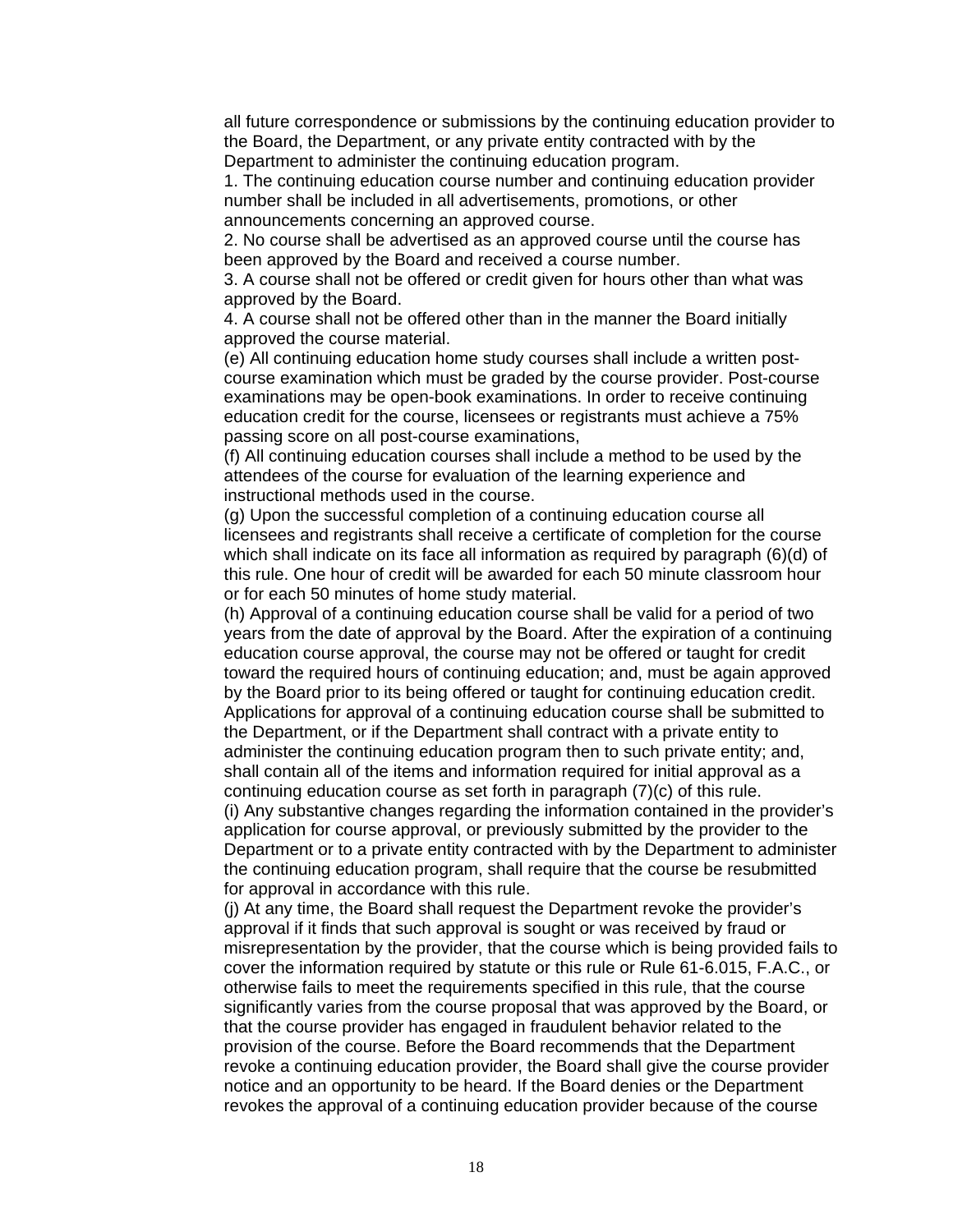all future correspondence or submissions by the continuing education provider to the Board, the Department, or any private entity contracted with by the Department to administer the continuing education program.

1. The continuing education course number and continuing education provider number shall be included in all advertisements, promotions, or other announcements concerning an approved course.
2. No course shall be advertised as an approved course until the course has been approved by the Board and received a course number.
3. A course shall not be offered or credit given for hours other than what was approved by the Board.
4. A course shall not be offered other than in the manner the Board initially approved the course material.

(e) All continuing education home study courses shall include a written post-course examination which must be graded by the course provider. Post-course examinations may be open-book examinations. In order to receive continuing education credit for the course, licensees or registrants must achieve a 75% passing score on all post-course examinations,

(f) All continuing education courses shall include a method to be used by the attendees of the course for evaluation of the learning experience and instructional methods used in the course.

(g) Upon the successful completion of a continuing education course all licensees and registrants shall receive a certificate of completion for the course which shall indicate on its face all information as required by paragraph (6)(d) of this rule. One hour of credit will be awarded for each 50 minute classroom hour or for each 50 minutes of home study material.

(h) Approval of a continuing education course shall be valid for a period of two years from the date of approval by the Board. After the expiration of a continuing education course approval, the course may not be offered or taught for credit toward the required hours of continuing education; and, must be again approved by the Board prior to its being offered or taught for continuing education credit. Applications for approval of a continuing education course shall be submitted to the Department, or if the Department shall contract with a private entity to administer the continuing education program then to such private entity; and, shall contain all of the items and information required for initial approval as a continuing education course as set forth in paragraph (7)(c) of this rule.

(i) Any substantive changes regarding the information contained in the provider's application for course approval, or previously submitted by the provider to the Department or to a private entity contracted with by the Department to administer the continuing education program, shall require that the course be resubmitted for approval in accordance with this rule.

(j) At any time, the Board shall request the Department revoke the provider's approval if it finds that such approval is sought or was received by fraud or misrepresentation by the provider, that the course which is being provided fails to cover the information required by statute or this rule or Rule 61-6.015, F.A.C., or otherwise fails to meet the requirements specified in this rule, that the course significantly varies from the course proposal that was approved by the Board, or that the course provider has engaged in fraudulent behavior related to the provision of the course. Before the Board recommends that the Department revoke a continuing education provider, the Board shall give the course provider notice and an opportunity to be heard. If the Board denies or the Department revokes the approval of a continuing education provider because of the course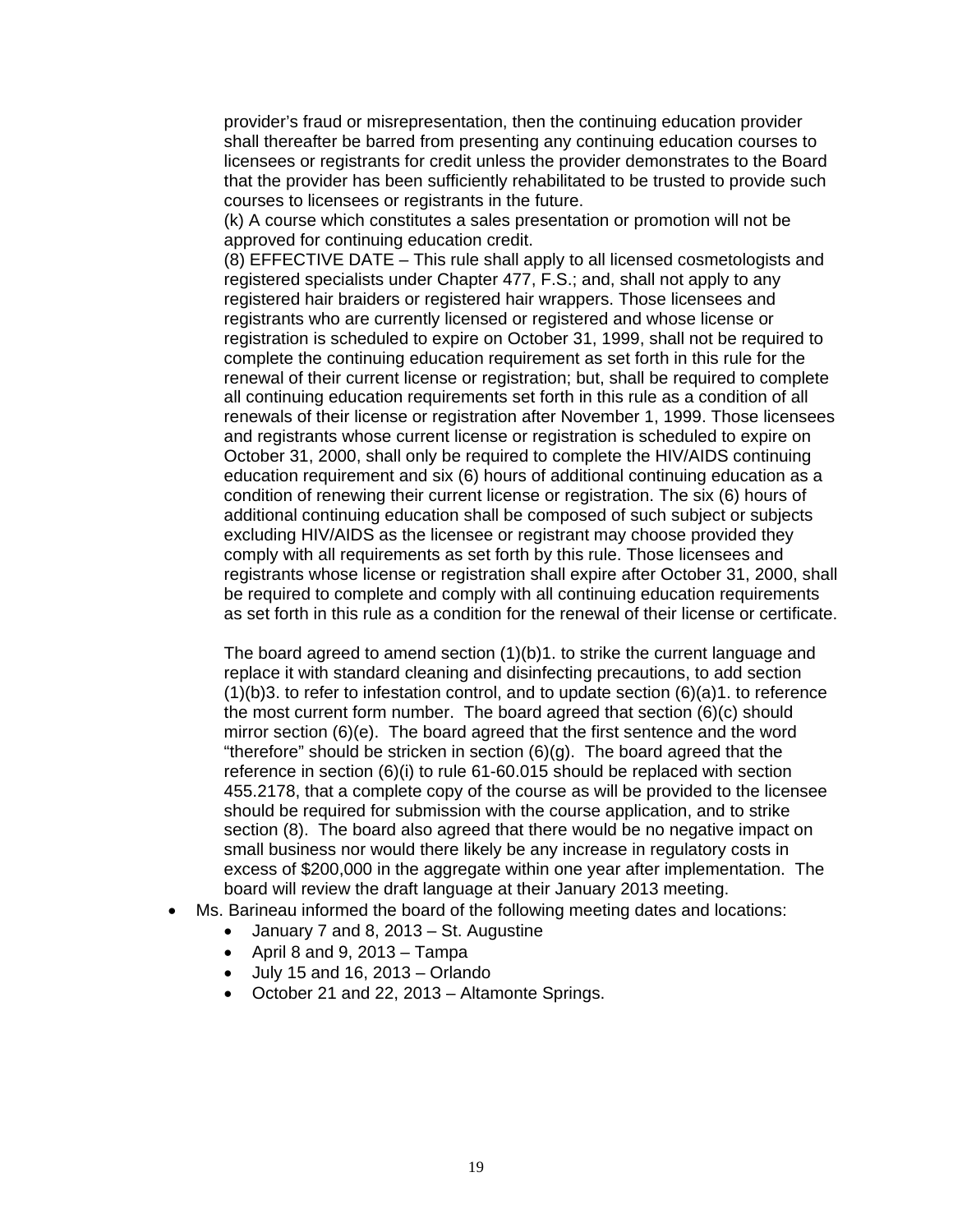provider's fraud or misrepresentation, then the continuing education provider shall thereafter be barred from presenting any continuing education courses to licensees or registrants for credit unless the provider demonstrates to the Board that the provider has been sufficiently rehabilitated to be trusted to provide such courses to licensees or registrants in the future.
(k) A course which constitutes a sales presentation or promotion will not be approved for continuing education credit.
(8) EFFECTIVE DATE – This rule shall apply to all licensed cosmetologists and registered specialists under Chapter 477, F.S.; and, shall not apply to any registered hair braiders or registered hair wrappers. Those licensees and registrants who are currently licensed or registered and whose license or registration is scheduled to expire on October 31, 1999, shall not be required to complete the continuing education requirement as set forth in this rule for the renewal of their current license or registration; but, shall be required to complete all continuing education requirements set forth in this rule as a condition of all renewals of their license or registration after November 1, 1999. Those licensees and registrants whose current license or registration is scheduled to expire on October 31, 2000, shall only be required to complete the HIV/AIDS continuing education requirement and six (6) hours of additional continuing education as a condition of renewing their current license or registration. The six (6) hours of additional continuing education shall be composed of such subject or subjects excluding HIV/AIDS as the licensee or registrant may choose provided they comply with all requirements as set forth by this rule. Those licensees and registrants whose license or registration shall expire after October 31, 2000, shall be required to complete and comply with all continuing education requirements as set forth in this rule as a condition for the renewal of their license or certificate.

The board agreed to amend section (1)(b)1. to strike the current language and replace it with standard cleaning and disinfecting precautions, to add section (1)(b)3. to refer to infestation control, and to update section (6)(a)1. to reference the most current form number. The board agreed that section (6)(c) should mirror section (6)(e). The board agreed that the first sentence and the word "therefore" should be stricken in section (6)(g). The board agreed that the reference in section (6)(i) to rule 61-60.015 should be replaced with section 455.2178, that a complete copy of the course as will be provided to the licensee should be required for submission with the course application, and to strike section (8). The board also agreed that there would be no negative impact on small business nor would there likely be any increase in regulatory costs in excess of $200,000 in the aggregate within one year after implementation. The board will review the draft language at their January 2013 meeting.

- Ms. Barineau informed the board of the following meeting dates and locations:
  - January 7 and 8, 2013 – St. Augustine
  - April 8 and 9, 2013 – Tampa
  - July 15 and 16, 2013 – Orlando
  - October 21 and 22, 2013 – Altamonte Springs.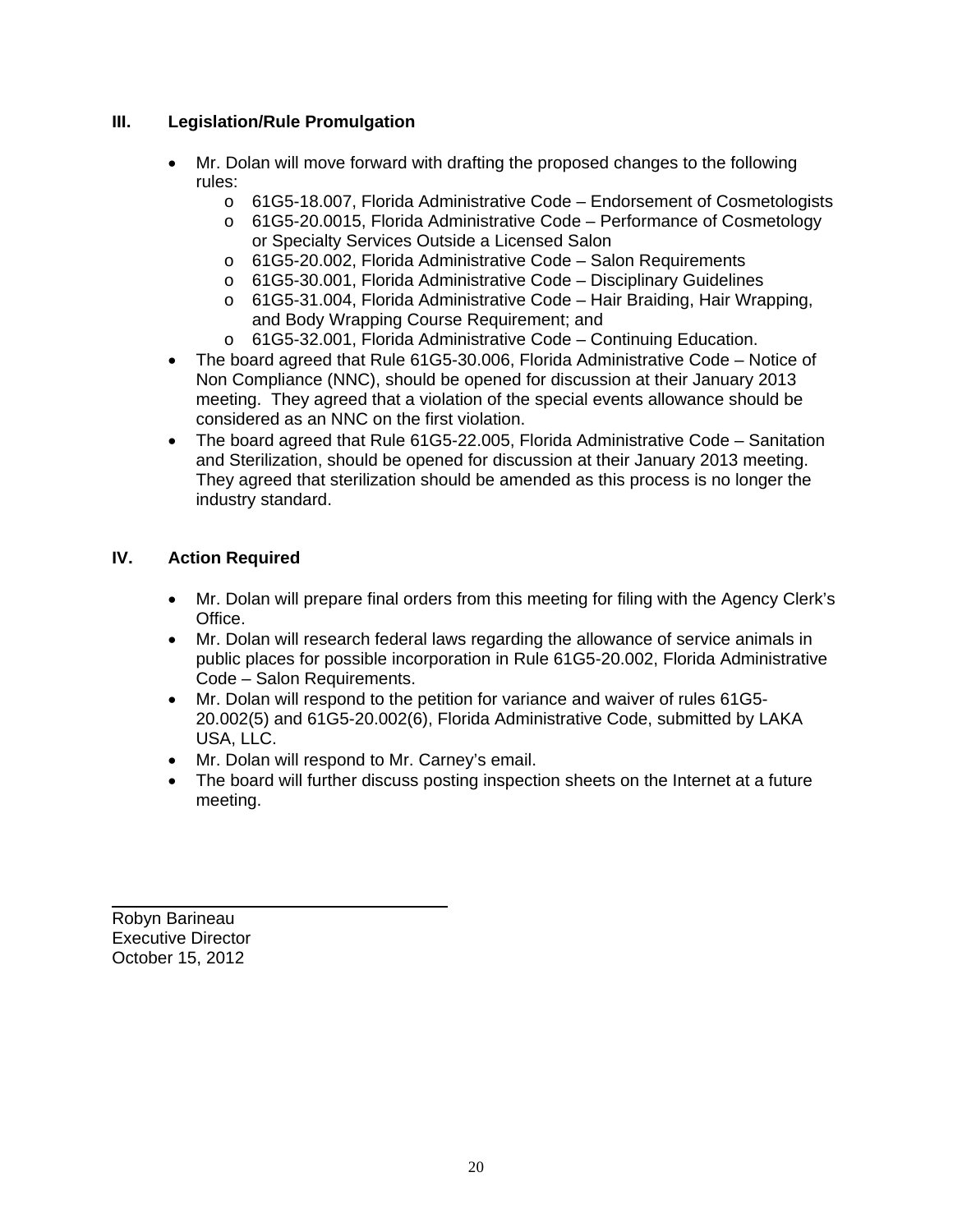## III. Legislation/Rule Promulgation

- Mr. Dolan will move forward with drafting the proposed changes to the following rules:
  - 61G5-18.007, Florida Administrative Code – Endorsement of Cosmetologists
  - 61G5-20.0015, Florida Administrative Code – Performance of Cosmetology or Specialty Services Outside a Licensed Salon
  - 61G5-20.002, Florida Administrative Code – Salon Requirements
  - 61G5-30.001, Florida Administrative Code – Disciplinary Guidelines
  - 61G5-31.004, Florida Administrative Code – Hair Braiding, Hair Wrapping, and Body Wrapping Course Requirement; and
  - 61G5-32.001, Florida Administrative Code – Continuing Education.
- The board agreed that Rule 61G5-30.006, Florida Administrative Code – Notice of Non Compliance (NNC), should be opened for discussion at their January 2013 meeting. They agreed that a violation of the special events allowance should be considered as an NNC on the first violation.
- The board agreed that Rule 61G5-22.005, Florida Administrative Code – Sanitation and Sterilization, should be opened for discussion at their January 2013 meeting. They agreed that sterilization should be amended as this process is no longer the industry standard.

## IV. Action Required

- Mr. Dolan will prepare final orders from this meeting for filing with the Agency Clerk's Office.
- Mr. Dolan will research federal laws regarding the allowance of service animals in public places for possible incorporation in Rule 61G5-20.002, Florida Administrative Code – Salon Requirements.
- Mr. Dolan will respond to the petition for variance and waiver of rules 61G5-20.002(5) and 61G5-20.002(6), Florida Administrative Code, submitted by LAKA USA, LLC.
- Mr. Dolan will respond to Mr. Carney's email.
- The board will further discuss posting inspection sheets on the Internet at a future meeting.

Robyn Barineau
Executive Director
October 15, 2012